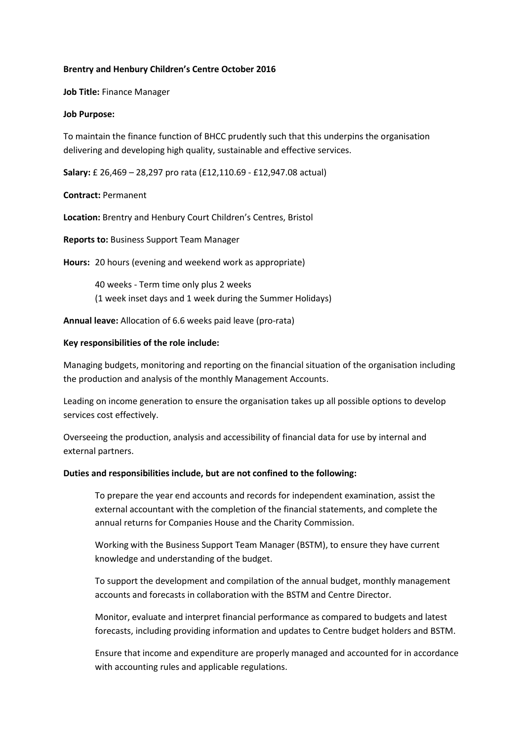**Brentry and Henbury Children's Centre October 2016**

**Job Title:** Finance Manager

**Job Purpose:**

To maintain the finance function of BHCC prudently such that this underpins the organisation delivering and developing high quality, sustainable and effective services.

**Salary:** £ 26,469 – 28,297 pro rata (£12,110.69 - £12,947.08 actual)

**Contract:** Permanent

**Location:** Brentry and Henbury Court Children's Centres, Bristol

**Reports to:** Business Support Team Manager

**Hours:** 20 hours (evening and weekend work as appropriate)

40 weeks - Term time only plus 2 weeks
(1 week inset days and 1 week during the Summer Holidays)

**Annual leave:** Allocation of 6.6 weeks paid leave (pro-rata)

**Key responsibilities of the role include:**

Managing budgets, monitoring and reporting on the financial situation of the organisation including the production and analysis of the monthly Management Accounts.

Leading on income generation to ensure the organisation takes up all possible options to develop services cost effectively.

Overseeing the production, analysis and accessibility of financial data for use by internal and external partners.

**Duties and responsibilities include, but are not confined to the following:**

To prepare the year end accounts and records for independent examination, assist the external accountant with the completion of the financial statements, and complete the annual returns for Companies House and the Charity Commission.

Working with the Business Support Team Manager (BSTM), to ensure they have current knowledge and understanding of the budget.

To support the development and compilation of the annual budget, monthly management accounts and forecasts in collaboration with the BSTM and Centre Director.

Monitor, evaluate and interpret financial performance as compared to budgets and latest forecasts, including providing information and updates to Centre budget holders and BSTM.

Ensure that income and expenditure are properly managed and accounted for in accordance with accounting rules and applicable regulations.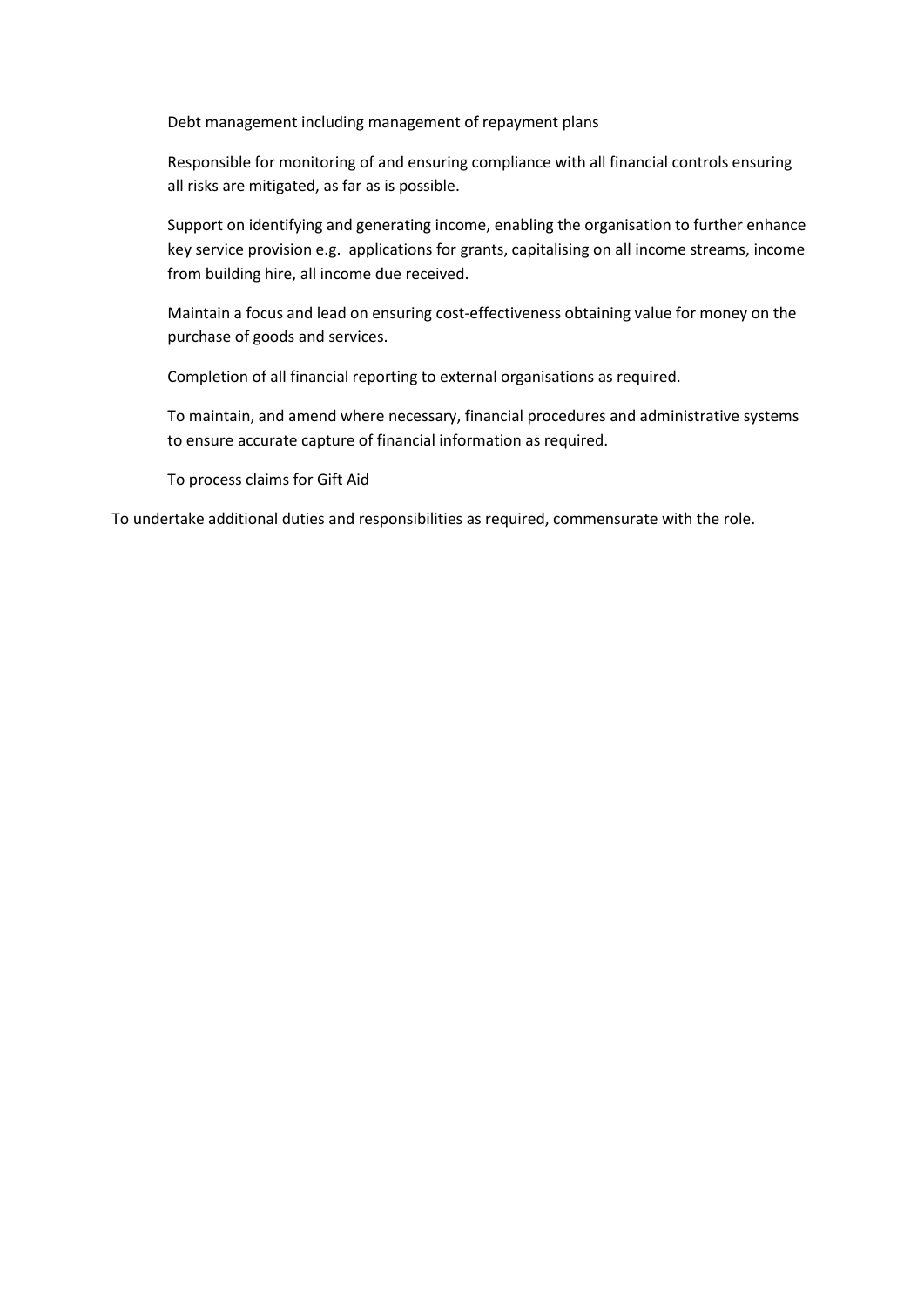Debt management including management of repayment plans

Responsible for monitoring of and ensuring compliance with all financial controls ensuring all risks are mitigated, as far as is possible.

Support on identifying and generating income, enabling the organisation to further enhance key service provision e.g. applications for grants, capitalising on all income streams, income from building hire, all income due received.

Maintain a focus and lead on ensuring cost-effectiveness obtaining value for money on the purchase of goods and services.

Completion of all financial reporting to external organisations as required.

To maintain, and amend where necessary, financial procedures and administrative systems to ensure accurate capture of financial information as required.

To process claims for Gift Aid

To undertake additional duties and responsibilities as required, commensurate with the role.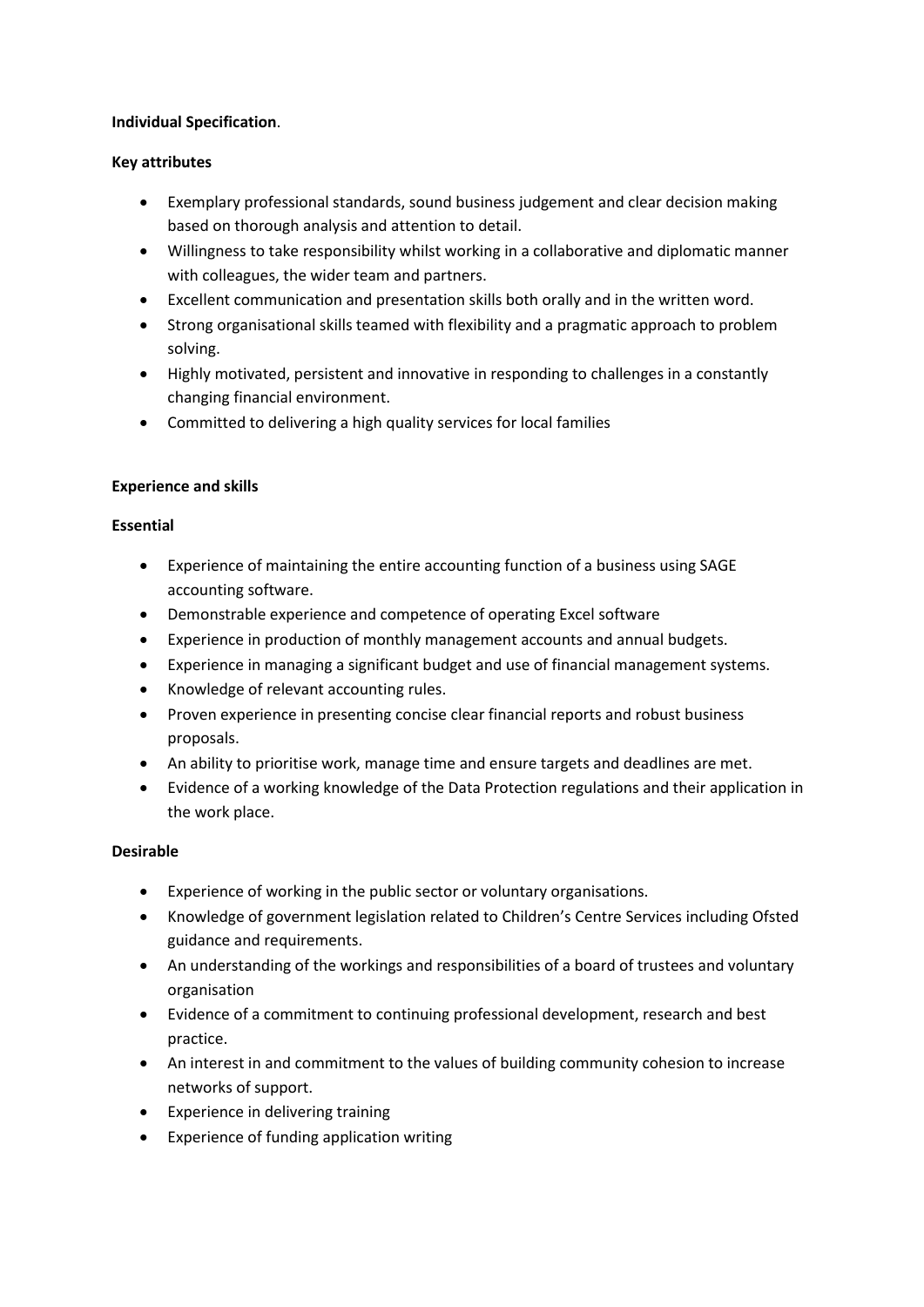**Individual Specification**.

**Key attributes**

- Exemplary professional standards, sound business judgement and clear decision making based on thorough analysis and attention to detail.
- Willingness to take responsibility whilst working in a collaborative and diplomatic manner with colleagues, the wider team and partners.
- Excellent communication and presentation skills both orally and in the written word.
- Strong organisational skills teamed with flexibility and a pragmatic approach to problem solving.
- Highly motivated, persistent and innovative in responding to challenges in a constantly changing financial environment.
- Committed to delivering a high quality services for local families

**Experience and skills**

**Essential**

- Experience of maintaining the entire accounting function of a business using SAGE accounting software.
- Demonstrable experience and competence of operating Excel software
- Experience in production of monthly management accounts and annual budgets.
- Experience in managing a significant budget and use of financial management systems.
- Knowledge of relevant accounting rules.
- Proven experience in presenting concise clear financial reports and robust business proposals.
- An ability to prioritise work, manage time and ensure targets and deadlines are met.
- Evidence of a working knowledge of the Data Protection regulations and their application in the work place.

**Desirable**

- Experience of working in the public sector or voluntary organisations.
- Knowledge of government legislation related to Children's Centre Services including Ofsted guidance and requirements.
- An understanding of the workings and responsibilities of a board of trustees and voluntary organisation
- Evidence of a commitment to continuing professional development, research and best practice.
- An interest in and commitment to the values of building community cohesion to increase networks of support.
- Experience in delivering training
- Experience of funding application writing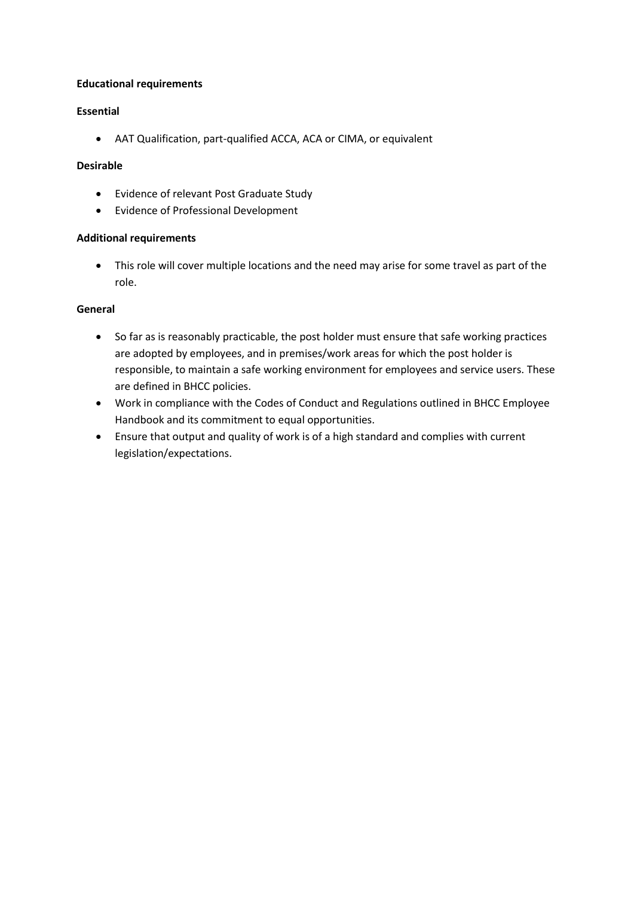**Educational requirements**

**Essential**

- AAT Qualification, part-qualified ACCA, ACA or CIMA, or equivalent

**Desirable**

- Evidence of relevant Post Graduate Study
- Evidence of Professional Development

**Additional requirements**

- This role will cover multiple locations and the need may arise for some travel as part of the role.

**General**

- So far as is reasonably practicable, the post holder must ensure that safe working practices are adopted by employees, and in premises/work areas for which the post holder is responsible, to maintain a safe working environment for employees and service users. These are defined in BHCC policies.
- Work in compliance with the Codes of Conduct and Regulations outlined in BHCC Employee Handbook and its commitment to equal opportunities.
- Ensure that output and quality of work is of a high standard and complies with current legislation/expectations.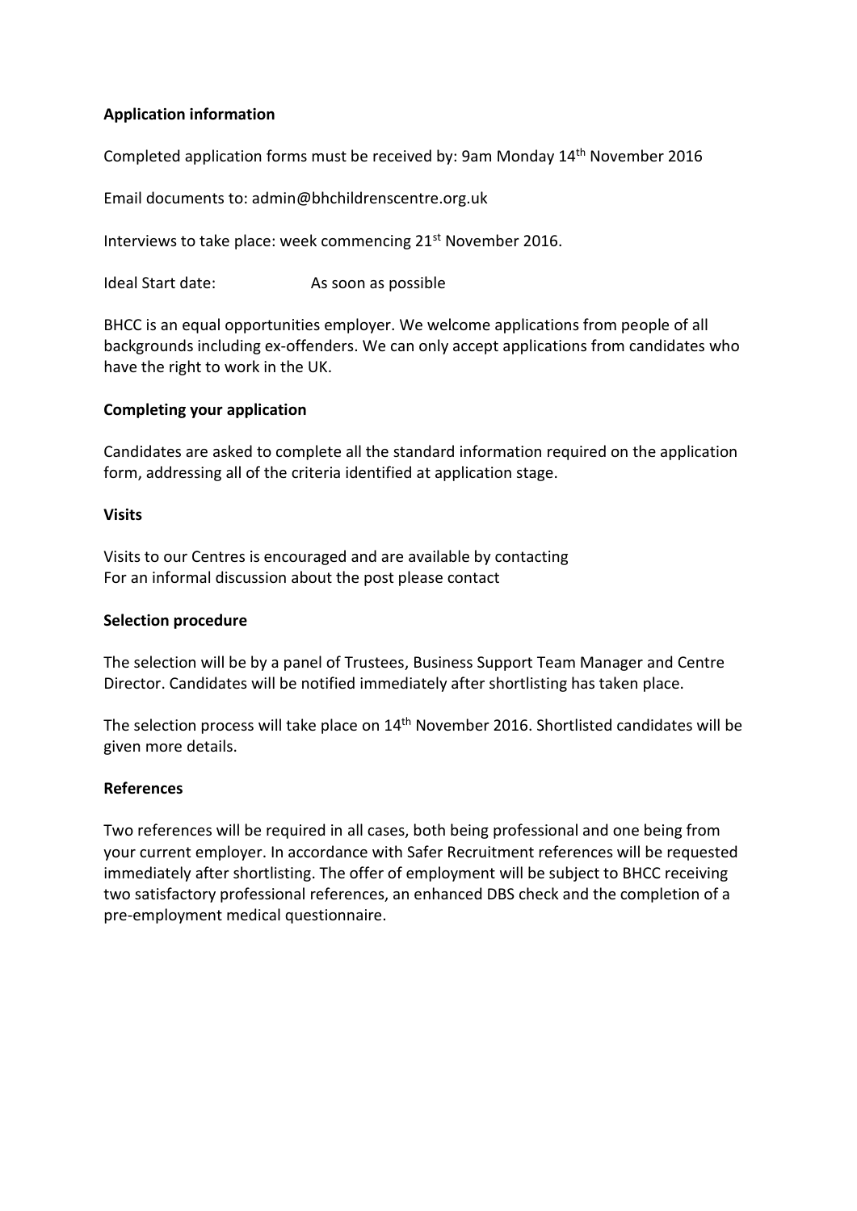**Application information**

Completed application forms must be received by: 9am Monday 14th November 2016

Email documents to: admin@bhchildrenscentre.org.uk

Interviews to take place: week commencing 21st November 2016.

Ideal Start date: As soon as possible

BHCC is an equal opportunities employer. We welcome applications from people of all backgrounds including ex-offenders. We can only accept applications from candidates who have the right to work in the UK.

**Completing your application**

Candidates are asked to complete all the standard information required on the application form, addressing all of the criteria identified at application stage.

**Visits**

Visits to our Centres is encouraged and are available by contacting
For an informal discussion about the post please contact

**Selection procedure**

The selection will be by a panel of Trustees, Business Support Team Manager and Centre Director. Candidates will be notified immediately after shortlisting has taken place.

The selection process will take place on 14th November 2016. Shortlisted candidates will be given more details.

**References**

Two references will be required in all cases, both being professional and one being from your current employer. In accordance with Safer Recruitment references will be requested immediately after shortlisting. The offer of employment will be subject to BHCC receiving two satisfactory professional references, an enhanced DBS check and the completion of a pre-employment medical questionnaire.